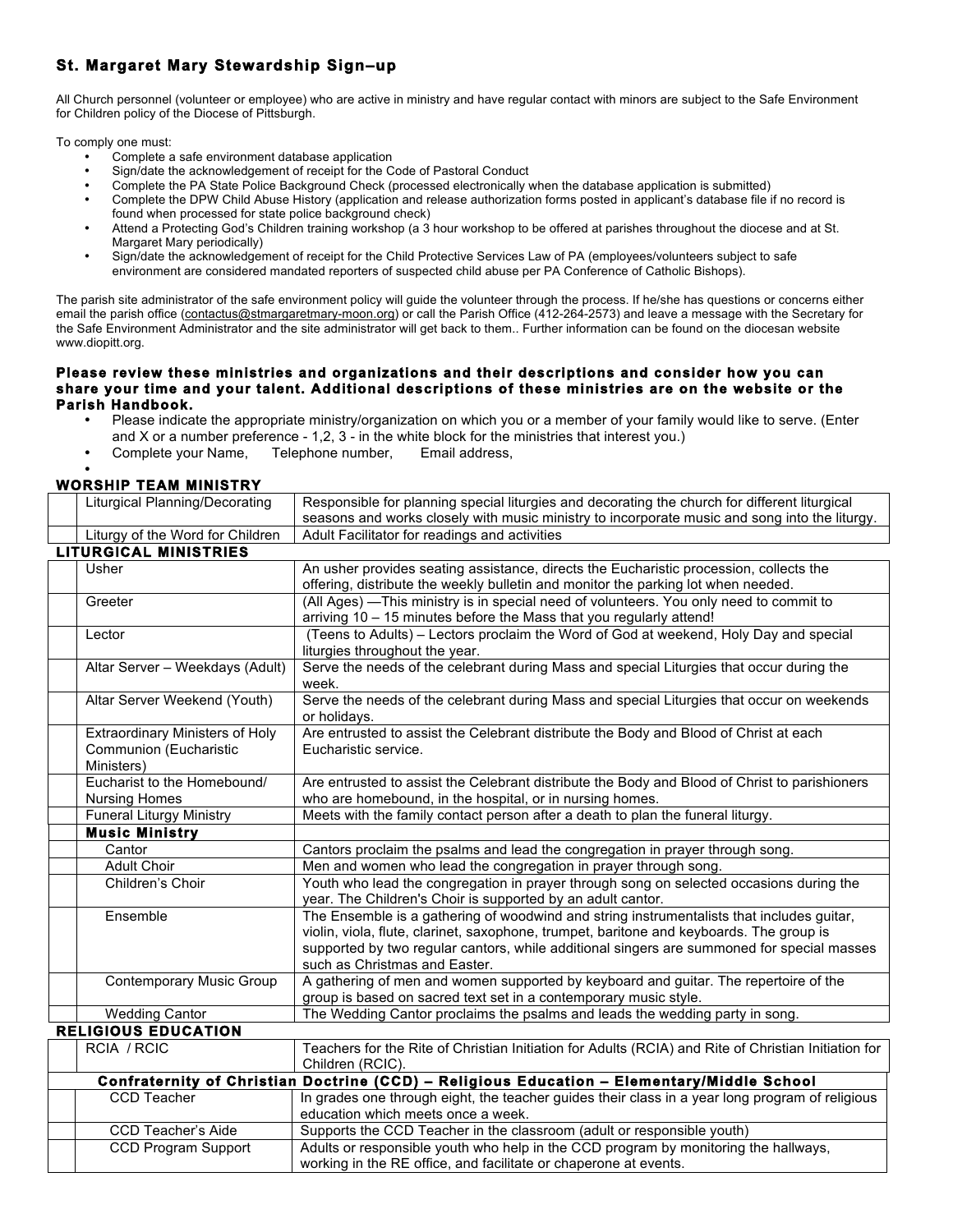## St. Margaret Mary Stewardship Sign–up

All Church personnel (volunteer or employee) who are active in ministry and have regular contact with minors are subject to the Safe Environment for Children policy of the Diocese of Pittsburgh.

To comply one must:

- Complete a safe environment database application
- Sign/date the acknowledgement of receipt for the Code of Pastoral Conduct
- Complete the PA State Police Background Check (processed electronically when the database application is submitted)
- Complete the DPW Child Abuse History (application and release authorization forms posted in applicant's database file if no record is found when processed for state police background check)
- Attend a Protecting God's Children training workshop (a 3 hour workshop to be offered at parishes throughout the diocese and at St. Margaret Mary periodically)
- Sign/date the acknowledgement of receipt for the Child Protective Services Law of PA (employees/volunteers subject to safe environment are considered mandated reporters of suspected child abuse per PA Conference of Catholic Bishops).

The parish site administrator of the safe environment policy will guide the volunteer through the process. If he/she has questions or concerns either email the parish office (contactus@stmargaretmary-moon.org) or call the Parish Office (412-264-2573) and leave a message with the Secretary for the Safe Environment Administrator and the site administrator will get back to them.. Further information can be found on the diocesan website www.diopitt.org.

**Please review these ministries and organizations and their descriptions and consider how you can share your time and your talent. Additional descriptions of these ministries are on the website or the Parish Handbook.**

- Please indicate the appropriate ministry/organization on which you or a member of your family would like to serve. (Enter and X or a number preference - 1,2, 3 - in the white block for the ministries that interest you.)
- Complete your Name, Telephone number, Email address,
-

### WORSHIP TEAM MINISTRY

| | Ministry | Description |
|---|---|---|
| | Liturgical Planning/Decorating | Responsible for planning special liturgies and decorating the church for different liturgical seasons and works closely with music ministry to incorporate music and song into the liturgy. |
| | Liturgy of the Word for Children | Adult Facilitator for readings and activities |

### LITURGICAL MINISTRIES

| | Ministry | Description |
|---|---|---|
| | Usher | An usher provides seating assistance, directs the Eucharistic procession, collects the offering, distribute the weekly bulletin and monitor the parking lot when needed. |
| | Greeter | (All Ages) —This ministry is in special need of volunteers. You only need to commit to arriving 10 – 15 minutes before the Mass that you regularly attend! |
| | Lector | (Teens to Adults) – Lectors proclaim the Word of God at weekend, Holy Day and special liturgies throughout the year. |
| | Altar Server – Weekdays (Adult) | Serve the needs of the celebrant during Mass and special Liturgies that occur during the week. |
| | Altar Server Weekend (Youth) | Serve the needs of the celebrant during Mass and special Liturgies that occur on weekends or holidays. |
| | Extraordinary Ministers of Holy Communion (Eucharistic Ministers) | Are entrusted to assist the Celebrant distribute the Body and Blood of Christ at each Eucharistic service. |
| | Eucharist to the Homebound/ Nursing Homes | Are entrusted to assist the Celebrant distribute the Body and Blood of Christ to parishioners who are homebound, in the hospital, or in nursing homes. |
| | Funeral Liturgy Ministry | Meets with the family contact person after a death to plan the funeral liturgy. |
| | **Music Ministry** | |
| | Cantor | Cantors proclaim the psalms and lead the congregation in prayer through song. |
| | Adult Choir | Men and women who lead the congregation in prayer through song. |
| | Children's Choir | Youth who lead the congregation in prayer through song on selected occasions during the year. The Children's Choir is supported by an adult cantor. |
| | Ensemble | The Ensemble is a gathering of woodwind and string instrumentalists that includes guitar, violin, viola, flute, clarinet, saxophone, trumpet, baritone and keyboards. The group is supported by two regular cantors, while additional singers are summoned for special masses such as Christmas and Easter. |
| | Contemporary Music Group | A gathering of men and women supported by keyboard and guitar. The repertoire of the group is based on sacred text set in a contemporary music style. |
| | Wedding Cantor | The Wedding Cantor proclaims the psalms and leads the wedding party in song. |

### RELIGIOUS EDUCATION

| | Ministry | Description |
|---|---|---|
| | RCIA / RCIC | Teachers for the Rite of Christian Initiation for Adults (RCIA) and Rite of Christian Initiation for Children (RCIC). |
| | **Confraternity of Christian Doctrine (CCD) – Religious Education – Elementary/Middle School** | |
| | CCD Teacher | In grades one through eight, the teacher guides their class in a year long program of religious education which meets once a week. |
| | CCD Teacher's Aide | Supports the CCD Teacher in the classroom (adult or responsible youth) |
| | CCD Program Support | Adults or responsible youth who help in the CCD program by monitoring the hallways, working in the RE office, and facilitate or chaperone at events. |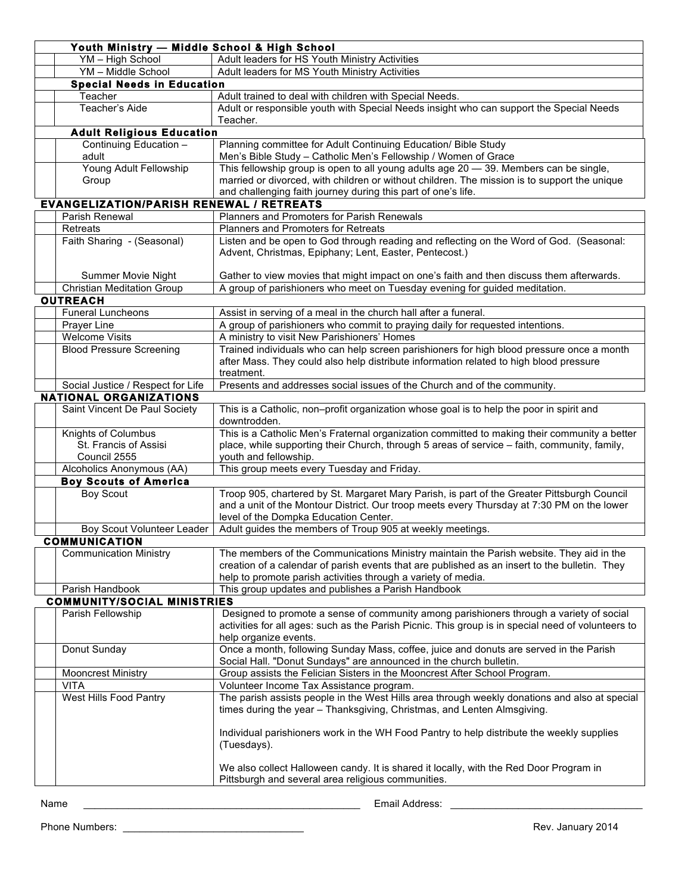| | | |
|---|---|---|
| **Youth Ministry — Middle School & High School** | | |
| | YM – High School | Adult leaders for HS Youth Ministry Activities |
| | YM – Middle School | Adult leaders for MS Youth Ministry Activities |
| **Special Needs in Education** | | |
| | Teacher | Adult trained to deal with children with Special Needs. |
| | Teacher's Aide | Adult or responsible youth with Special Needs insight who can support the Special Needs Teacher. |
| **Adult Religious Education** | | |
| | Continuing Education – adult | Planning committee for Adult Continuing Education/ Bible Study<br>Men's Bible Study – Catholic Men's Fellowship / Women of Grace |
| | Young Adult Fellowship Group | This fellowship group is open to all young adults age 20 — 39. Members can be single, married or divorced, with children or without children. The mission is to support the unique and challenging faith journey during this part of one's life. |
| **EVANGELIZATION/PARISH RENEWAL / RETREATS** | | |
| | Parish Renewal | Planners and Promoters for Parish Renewals |
| | Retreats | Planners and Promoters for Retreats |
| | Faith Sharing - (Seasonal)<br><br>Summer Movie Night | Listen and be open to God through reading and reflecting on the Word of God. (Seasonal: Advent, Christmas, Epiphany; Lent, Easter, Pentecost.)<br><br>Gather to view movies that might impact on one's faith and then discuss them afterwards. |
| | Christian Meditation Group | A group of parishioners who meet on Tuesday evening for guided meditation. |
| **OUTREACH** | | |
| | Funeral Luncheons | Assist in serving of a meal in the church hall after a funeral. |
| | Prayer Line | A group of parishioners who commit to praying daily for requested intentions. |
| | Welcome Visits | A ministry to visit New Parishioners' Homes |
| | Blood Pressure Screening | Trained individuals who can help screen parishioners for high blood pressure once a month after Mass. They could also help distribute information related to high blood pressure treatment. |
| | Social Justice / Respect for Life | Presents and addresses social issues of the Church and of the community. |
| **NATIONAL ORGANIZATIONS** | | |
| | Saint Vincent De Paul Society | This is a Catholic, non–profit organization whose goal is to help the poor in spirit and downtrodden. |
| | Knights of Columbus<br>St. Francis of Assisi Council 2555 | This is a Catholic Men's Fraternal organization committed to making their community a better place, while supporting their Church, through 5 areas of service – faith, community, family, youth and fellowship. |
| | Alcoholics Anonymous (AA) | This group meets every Tuesday and Friday. |
| | **Boy Scouts of America** | |
| | Boy Scout | Troop 905, chartered by St. Margaret Mary Parish, is part of the Greater Pittsburgh Council and a unit of the Montour District. Our troop meets every Thursday at 7:30 PM on the lower level of the Dompka Education Center. |
| | Boy Scout Volunteer Leader | Adult guides the members of Troup 905 at weekly meetings. |
| **COMMUNICATION** | | |
| | Communication Ministry | The members of the Communications Ministry maintain the Parish website. They aid in the creation of a calendar of parish events that are published as an insert to the bulletin. They help to promote parish activities through a variety of media. |
| | Parish Handbook | This group updates and publishes a Parish Handbook |
| **COMMUNITY/SOCIAL MINISTRIES** | | |
| | Parish Fellowship | Designed to promote a sense of community among parishioners through a variety of social activities for all ages: such as the Parish Picnic. This group is in special need of volunteers to help organize events. |
| | Donut Sunday | Once a month, following Sunday Mass, coffee, juice and donuts are served in the Parish Social Hall. "Donut Sundays" are announced in the church bulletin. |
| | Mooncrest Ministry | Group assists the Felician Sisters in the Mooncrest After School Program. |
| | VITA | Volunteer Income Tax Assistance program. |
| | West Hills Food Pantry | The parish assists people in the West Hills area through weekly donations and also at special times during the year – Thanksgiving, Christmas, and Lenten Almsgiving.<br><br>Individual parishioners work in the WH Food Pantry to help distribute the weekly supplies (Tuesdays).<br><br>We also collect Halloween candy. It is shared it locally, with the Red Door Program in Pittsburgh and several area religious communities. |

Name \_\_\_\_\_\_\_\_\_\_\_\_\_\_\_\_\_\_\_\_\_\_\_\_\_\_\_\_\_\_\_\_\_\_\_\_\_\_\_\_\_\_\_\_ Email Address: \_\_\_\_\_\_\_\_\_\_\_\_\_\_\_\_\_\_\_\_\_\_\_\_\_\_\_\_\_\_\_\_

Phone Numbers: \_\_\_\_\_\_\_\_\_\_\_\_\_\_\_\_\_\_\_\_\_\_\_\_\_\_\_\_\_\_

Rev. January 2014